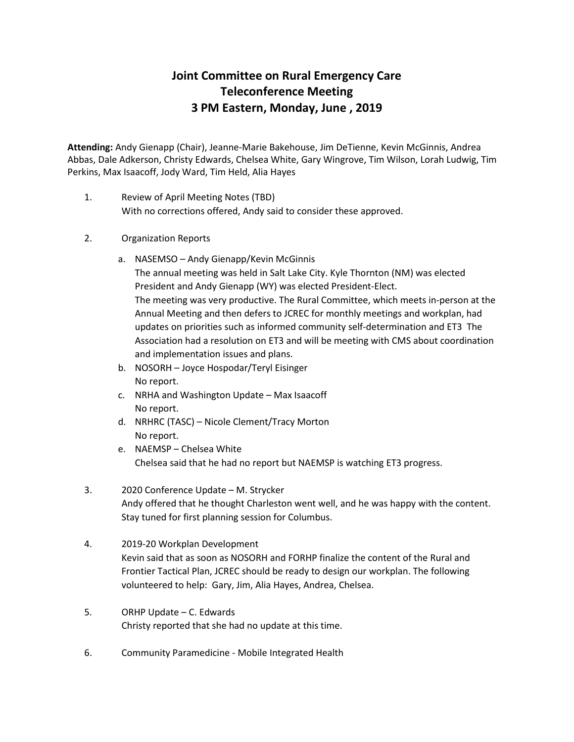# Joint Committee on Rural Emergency Care
# Teleconference Meeting
# 3 PM Eastern, Monday, June , 2019

**Attending:** Andy Gienapp (Chair), Jeanne-Marie Bakehouse, Jim DeTienne, Kevin McGinnis, Andrea Abbas, Dale Adkerson, Christy Edwards, Chelsea White, Gary Wingrove, Tim Wilson, Lorah Ludwig, Tim Perkins, Max Isaacoff, Jody Ward, Tim Held, Alia Hayes

1. Review of April Meeting Notes (TBD)
   With no corrections offered, Andy said to consider these approved.

2. Organization Reports

   a. NASEMSO – Andy Gienapp/Kevin McGinnis
      The annual meeting was held in Salt Lake City. Kyle Thornton (NM) was elected President and Andy Gienapp (WY) was elected President-Elect.
      The meeting was very productive. The Rural Committee, which meets in-person at the Annual Meeting and then defers to JCREC for monthly meetings and workplan, had updates on priorities such as informed community self-determination and ET3 The Association had a resolution on ET3 and will be meeting with CMS about coordination and implementation issues and plans.

   b. NOSORH – Joyce Hospodar/Teryl Eisinger
      No report.

   c. NRHA and Washington Update – Max Isaacoff
      No report.

   d. NRHRC (TASC) – Nicole Clement/Tracy Morton
      No report.

   e. NAEMSP – Chelsea White
      Chelsea said that he had no report but NAEMSP is watching ET3 progress.

3. 2020 Conference Update – M. Strycker
   Andy offered that he thought Charleston went well, and he was happy with the content. Stay tuned for first planning session for Columbus.

4. 2019-20 Workplan Development
   Kevin said that as soon as NOSORH and FORHP finalize the content of the Rural and Frontier Tactical Plan, JCREC should be ready to design our workplan. The following volunteered to help: Gary, Jim, Alia Hayes, Andrea, Chelsea.

5. ORHP Update – C. Edwards
   Christy reported that she had no update at this time.

6. Community Paramedicine - Mobile Integrated Health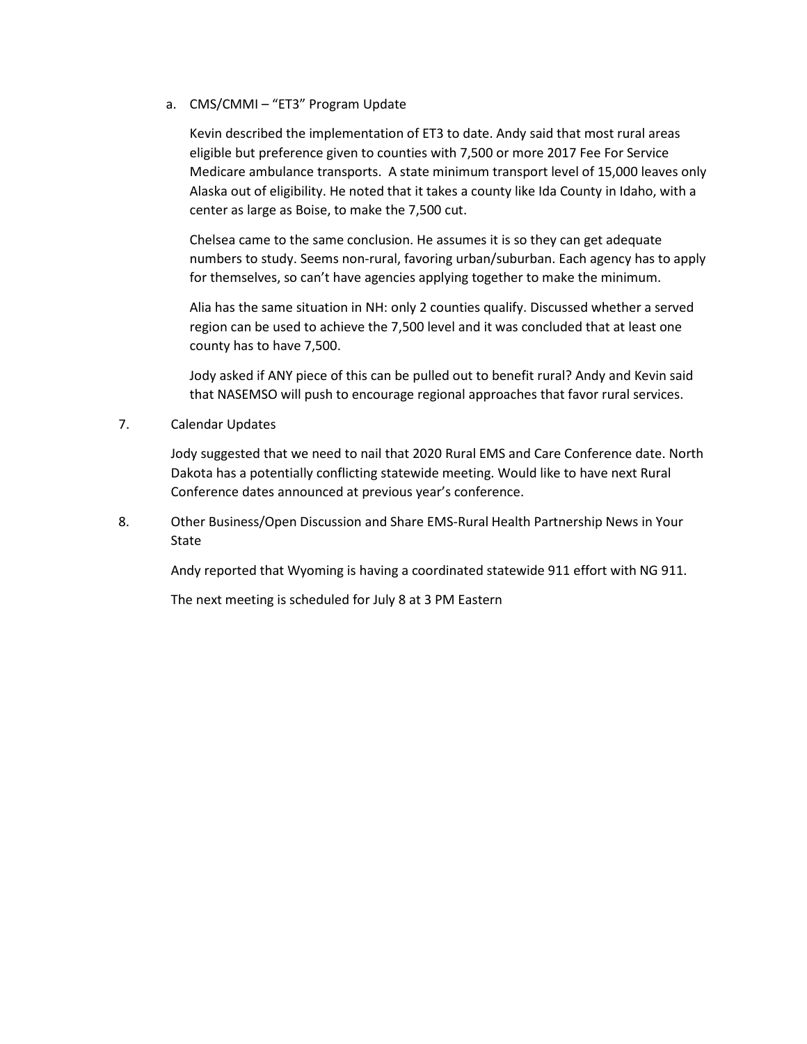a. CMS/CMMI – "ET3" Program Update

   Kevin described the implementation of ET3 to date. Andy said that most rural areas eligible but preference given to counties with 7,500 or more 2017 Fee For Service Medicare ambulance transports. A state minimum transport level of 15,000 leaves only Alaska out of eligibility. He noted that it takes a county like Ida County in Idaho, with a center as large as Boise, to make the 7,500 cut.

   Chelsea came to the same conclusion. He assumes it is so they can get adequate numbers to study. Seems non-rural, favoring urban/suburban. Each agency has to apply for themselves, so can't have agencies applying together to make the minimum.

   Alia has the same situation in NH: only 2 counties qualify. Discussed whether a served region can be used to achieve the 7,500 level and it was concluded that at least one county has to have 7,500.

   Jody asked if ANY piece of this can be pulled out to benefit rural? Andy and Kevin said that NASEMSO will push to encourage regional approaches that favor rural services.

7. Calendar Updates

   Jody suggested that we need to nail that 2020 Rural EMS and Care Conference date. North Dakota has a potentially conflicting statewide meeting. Would like to have next Rural Conference dates announced at previous year's conference.

8. Other Business/Open Discussion and Share EMS-Rural Health Partnership News in Your State

   Andy reported that Wyoming is having a coordinated statewide 911 effort with NG 911.

   The next meeting is scheduled for July 8 at 3 PM Eastern